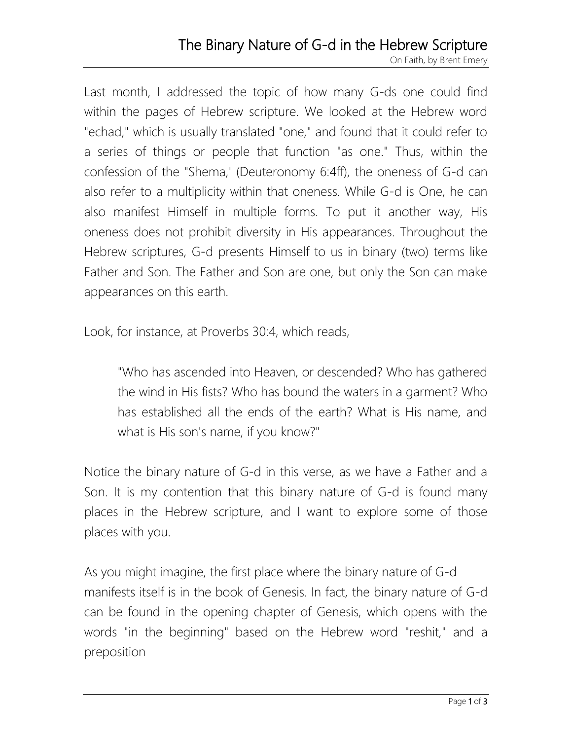# The Binary Nature of G-d in the Hebrew Scripture

On Faith, by Brent Emery

Last month, I addressed the topic of how many G-ds one could find within the pages of Hebrew scripture. We looked at the Hebrew word "echad," which is usually translated "one," and found that it could refer to a series of things or people that function "as one." Thus, within the confession of the "Shema,' (Deuteronomy 6:4ff), the oneness of G-d can also refer to a multiplicity within that oneness. While G-d is One, he can also manifest Himself in multiple forms. To put it another way, His oneness does not prohibit diversity in His appearances. Throughout the Hebrew scriptures, G-d presents Himself to us in binary (two) terms like Father and Son. The Father and Son are one, but only the Son can make appearances on this earth.

Look, for instance, at Proverbs 30:4, which reads,

> "Who has ascended into Heaven, or descended? Who has gathered the wind in His fists? Who has bound the waters in a garment? Who has established all the ends of the earth? What is His name, and what is His son's name, if you know?"

Notice the binary nature of G-d in this verse, as we have a Father and a Son. It is my contention that this binary nature of G-d is found many places in the Hebrew scripture, and I want to explore some of those places with you.

As you might imagine, the first place where the binary nature of G-d manifests itself is in the book of Genesis. In fact, the binary nature of G-d can be found in the opening chapter of Genesis, which opens with the words "in the beginning" based on the Hebrew word "reshit," and a preposition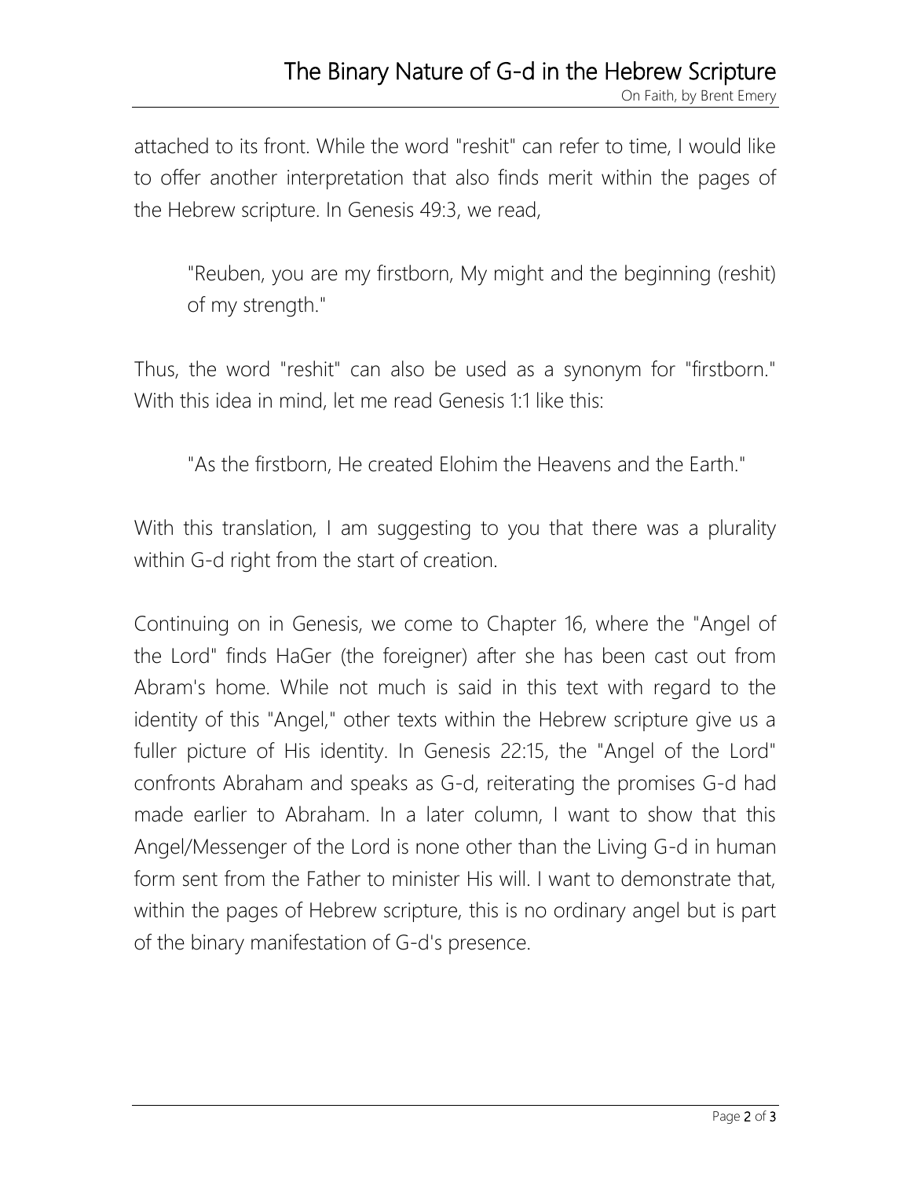attached to its front. While the word "reshit" can refer to time, I would like to offer another interpretation that also finds merit within the pages of the Hebrew scripture. In Genesis 49:3, we read,

> "Reuben, you are my firstborn, My might and the beginning (reshit) of my strength."

Thus, the word "reshit" can also be used as a synonym for "firstborn." With this idea in mind, let me read Genesis 1:1 like this:

> "As the firstborn, He created Elohim the Heavens and the Earth."

With this translation, I am suggesting to you that there was a plurality within G-d right from the start of creation.

Continuing on in Genesis, we come to Chapter 16, where the "Angel of the Lord" finds HaGer (the foreigner) after she has been cast out from Abram's home. While not much is said in this text with regard to the identity of this "Angel," other texts within the Hebrew scripture give us a fuller picture of His identity. In Genesis 22:15, the "Angel of the Lord" confronts Abraham and speaks as G-d, reiterating the promises G-d had made earlier to Abraham. In a later column, I want to show that this Angel/Messenger of the Lord is none other than the Living G-d in human form sent from the Father to minister His will. I want to demonstrate that, within the pages of Hebrew scripture, this is no ordinary angel but is part of the binary manifestation of G-d's presence.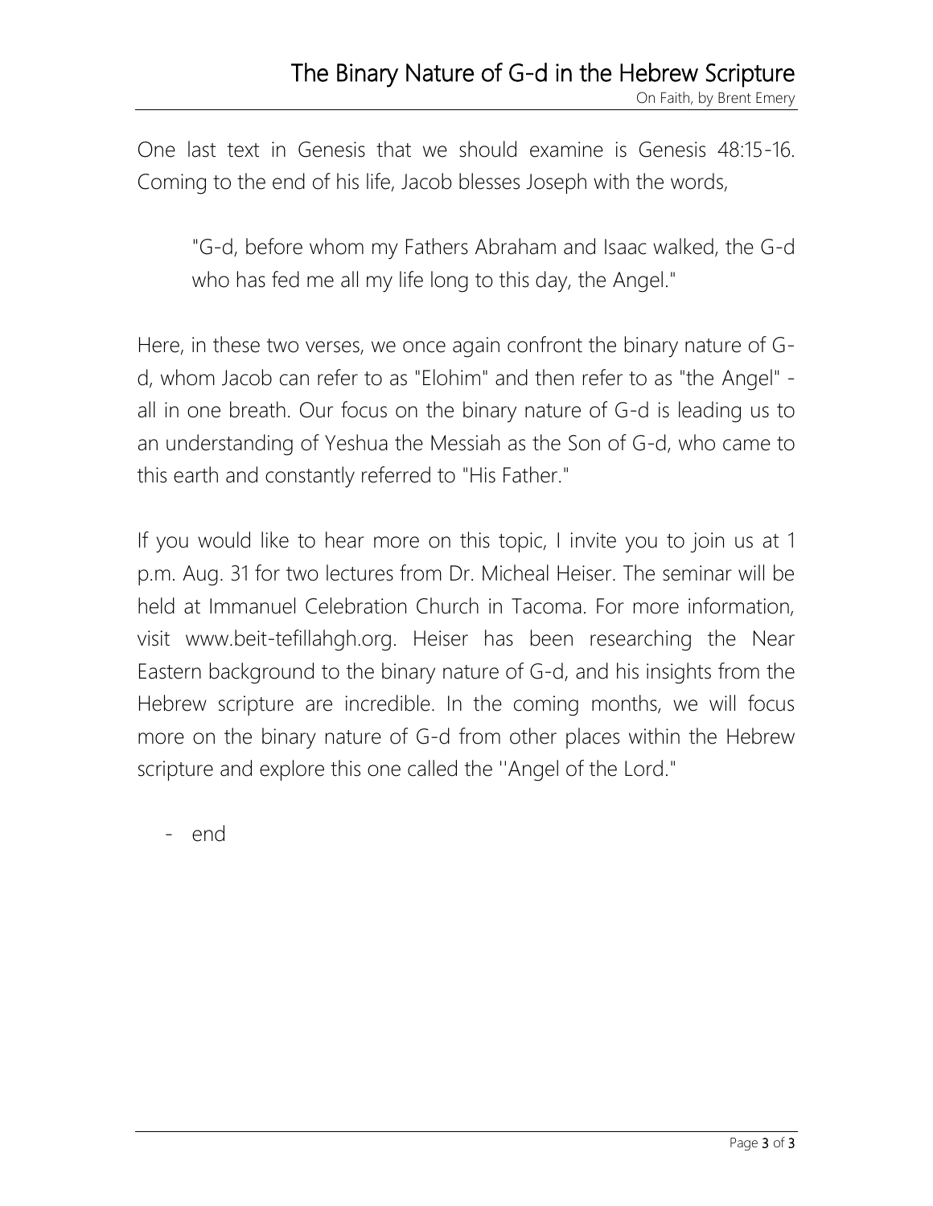One last text in Genesis that we should examine is Genesis 48:15-16. Coming to the end of his life, Jacob blesses Joseph with the words,

> "G-d, before whom my Fathers Abraham and Isaac walked, the G-d who has fed me all my life long to this day, the Angel."

Here, in these two verses, we once again confront the binary nature of G-d, whom Jacob can refer to as "Elohim" and then refer to as "the Angel" - all in one breath. Our focus on the binary nature of G-d is leading us to an understanding of Yeshua the Messiah as the Son of G-d, who came to this earth and constantly referred to "His Father."

If you would like to hear more on this topic, I invite you to join us at 1 p.m. Aug. 31 for two lectures from Dr. Micheal Heiser. The seminar will be held at Immanuel Celebration Church in Tacoma. For more information, visit www.beit-tefillahgh.org. Heiser has been researching the Near Eastern background to the binary nature of G-d, and his insights from the Hebrew scripture are incredible. In the coming months, we will focus more on the binary nature of G-d from other places within the Hebrew scripture and explore this one called the ''Angel of the Lord."

- end